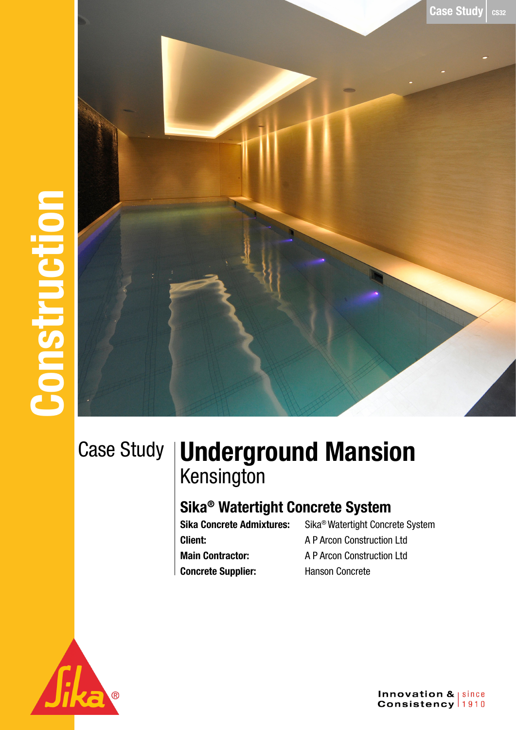# Construction

Case Study CS32

Case Study

# Underground Mansion

## Kensington

### Sika® Watertight Concrete System

| | |
|---|---|
| **Sika Concrete Admixtures:** | Sika® Watertight Concrete System |
| **Client:** | A P Arcon Construction Ltd |
| **Main Contractor:** | A P Arcon Construction Ltd |
| **Concrete Supplier:** | Hanson Concrete |

Innovation & Consistency since 1910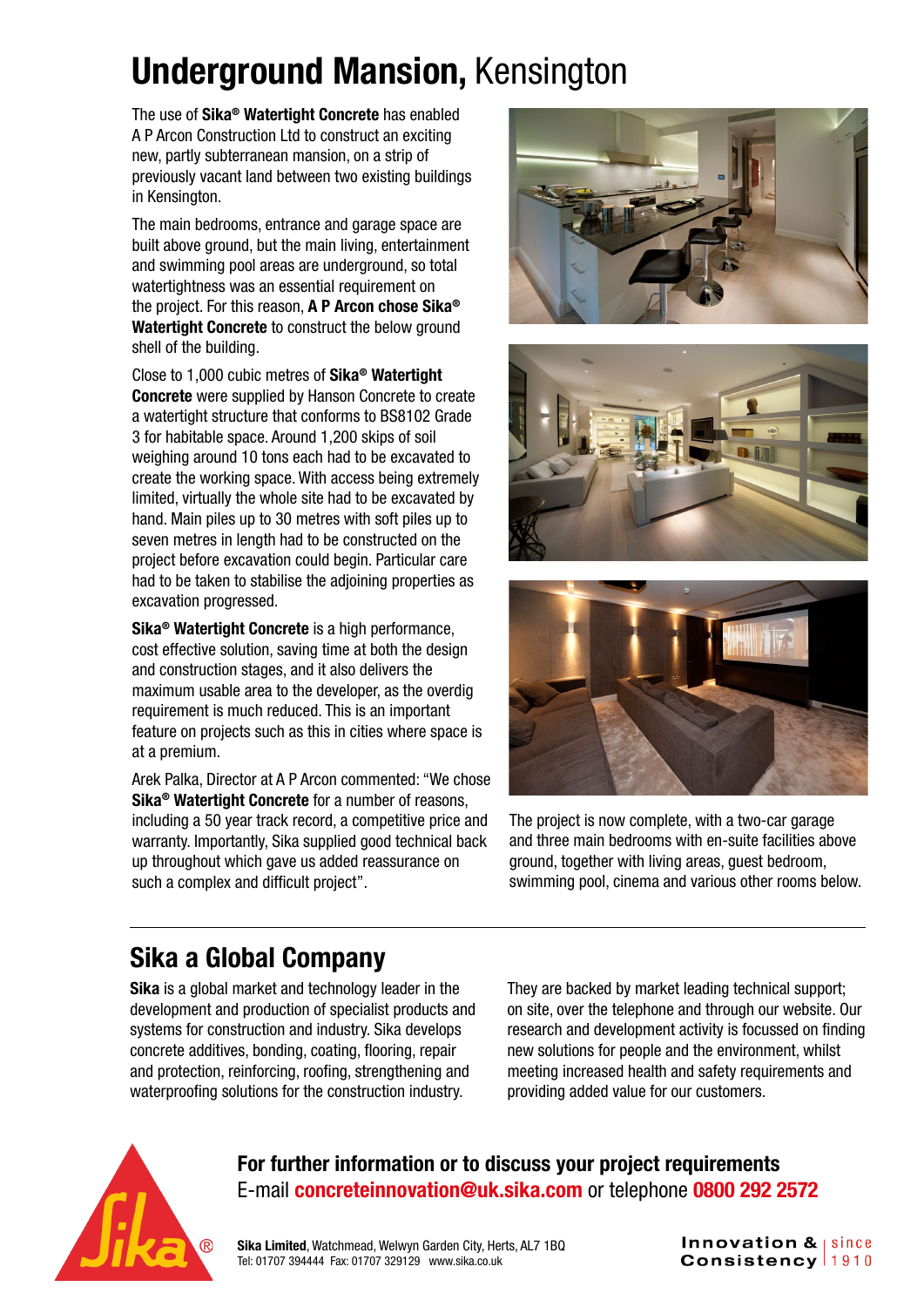# **Underground Mansion,** Kensington

The use of **Sika® Watertight Concrete** has enabled A P Arcon Construction Ltd to construct an exciting new, partly subterranean mansion, on a strip of previously vacant land between two existing buildings in Kensington.

The main bedrooms, entrance and garage space are built above ground, but the main living, entertainment and swimming pool areas are underground, so total watertightness was an essential requirement on the project. For this reason, **A P Arcon chose Sika® Watertight Concrete** to construct the below ground shell of the building.

Close to 1,000 cubic metres of **Sika® Watertight Concrete** were supplied by Hanson Concrete to create a watertight structure that conforms to BS8102 Grade 3 for habitable space. Around 1,200 skips of soil weighing around 10 tons each had to be excavated to create the working space. With access being extremely limited, virtually the whole site had to be excavated by hand. Main piles up to 30 metres with soft piles up to seven metres in length had to be constructed on the project before excavation could begin. Particular care had to be taken to stabilise the adjoining properties as excavation progressed.

**Sika® Watertight Concrete** is a high performance, cost effective solution, saving time at both the design and construction stages, and it also delivers the maximum usable area to the developer, as the overdig requirement is much reduced. This is an important feature on projects such as this in cities where space is at a premium.

Arek Palka, Director at A P Arcon commented: "We chose **Sika® Watertight Concrete** for a number of reasons, including a 50 year track record, a competitive price and warranty. Importantly, Sika supplied good technical back up throughout which gave us added reassurance on such a complex and difficult project".

The project is now complete, with a two-car garage and three main bedrooms with en-suite facilities above ground, together with living areas, guest bedroom, swimming pool, cinema and various other rooms below.

## Sika a Global Company

**Sika** is a global market and technology leader in the development and production of specialist products and systems for construction and industry. Sika develops concrete additives, bonding, coating, flooring, repair and protection, reinforcing, roofing, strengthening and waterproofing solutions for the construction industry.

They are backed by market leading technical support; on site, over the telephone and through our website. Our research and development activity is focussed on finding new solutions for people and the environment, whilst meeting increased health and safety requirements and providing added value for our customers.

**For further information or to discuss your project requirements**
E-mail **concreteinnovation@uk.sika.com** or telephone **0800 292 2572**

**Sika Limited**, Watchmead, Welwyn Garden City, Herts, AL7 1BQ
Tel: 01707 394444 Fax: 01707 329129 www.sika.co.uk

Innovation & Consistency | since 1910